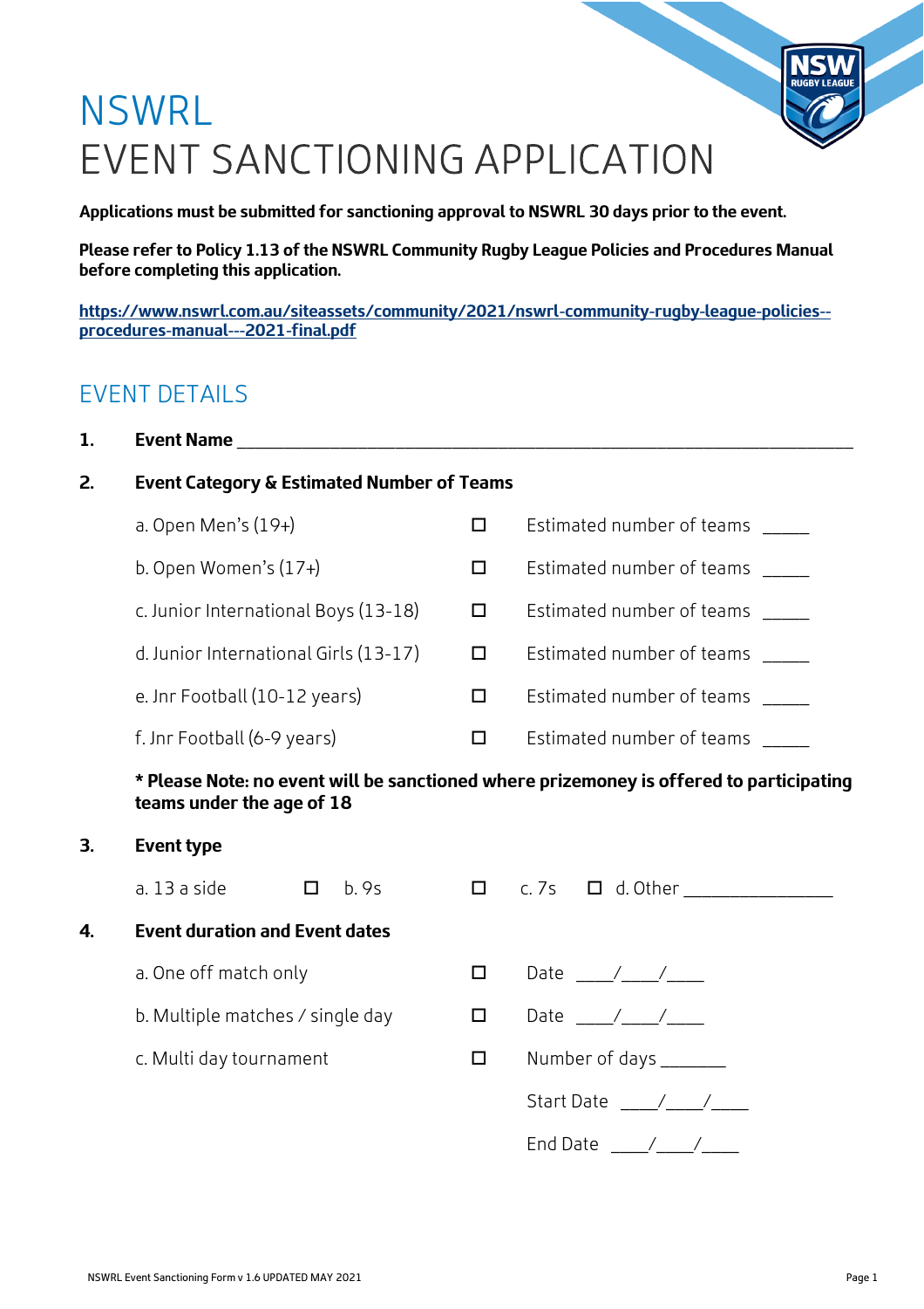# NSWRL
# EVENT SANCTIONING APPLICATION

**Applications must be submitted for sanctioning approval to NSWRL 30 days prior to the event.**

**Please refer to Policy 1.13 of the NSWRL Community Rugby League Policies and Procedures Manual before completing this application.**

**https://www.nswrl.com.au/siteassets/community/2021/nswrl-community-rugby-league-policies--procedures-manual---2021-final.pdf**

## EVENT DETAILS

**1. Event Name** ______________________________________________________________

**2. Event Category & Estimated Number of Teams**

| | | |
|---|---|---|
| a. Open Men's (19+) | ☐ | Estimated number of teams _____ |
| b. Open Women's (17+) | ☐ | Estimated number of teams _____ |
| c. Junior International Boys (13-18) | ☐ | Estimated number of teams _____ |
| d. Junior International Girls (13-17) | ☐ | Estimated number of teams _____ |
| e. Jnr Football (10-12 years) | ☐ | Estimated number of teams _____ |
| f. Jnr Football (6-9 years) | ☐ | Estimated number of teams _____ |

**\* Please Note: no event will be sanctioned where prizemoney is offered to participating teams under the age of 18**

**3. Event type**

a. 13 a side ☐ b. 9s ☐ c. 7s ☐ d. Other ________________

**4. Event duration and Event dates**

| | | |
|---|---|---|
| a. One off match only | ☐ | Date ____/____/____ |
| b. Multiple matches / single day | ☐ | Date ____/____/____ |
| c. Multi day tournament | ☐ | Number of days _______ |
| | | Start Date ____/____/____ |
| | | End Date ____/____/____ |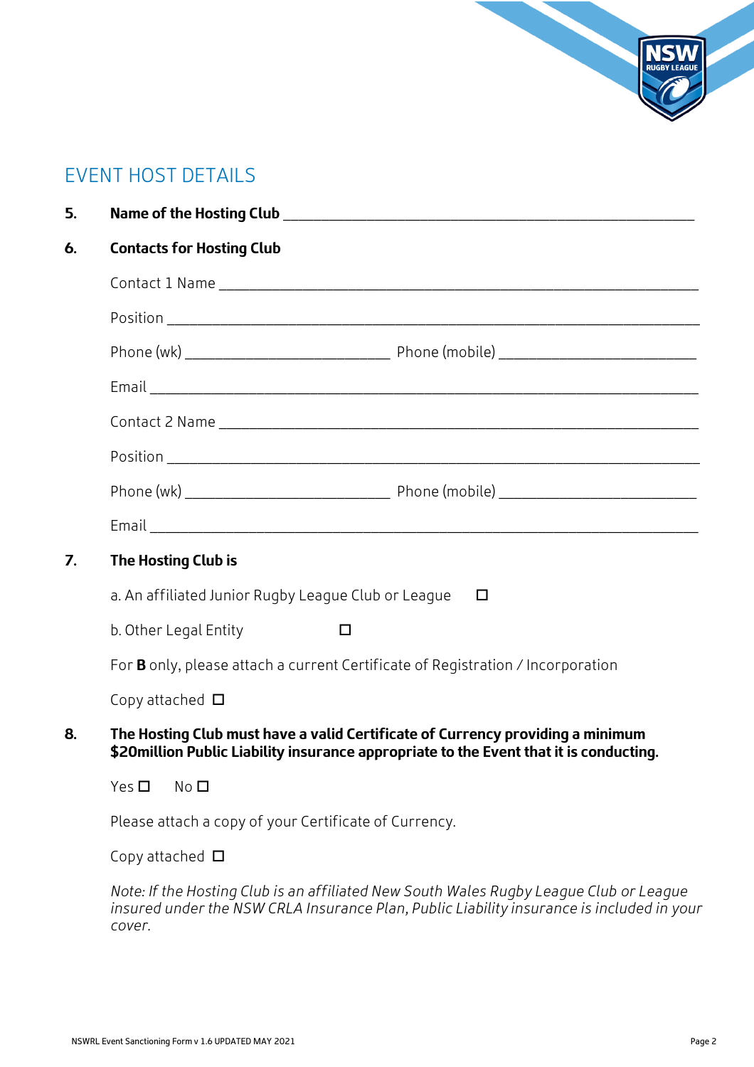## EVENT HOST DETAILS

**5. Name of the Hosting Club** ____________________________________________

**6. Contacts for Hosting Club**

Contact 1 Name ____________________________________________

Position ____________________________________________

Phone (wk) ______________________ Phone (mobile) ______________________

Email ____________________________________________

Contact 2 Name ____________________________________________

Position ____________________________________________

Phone (wk) ______________________ Phone (mobile) ______________________

Email ____________________________________________

**7. The Hosting Club is**

a. An affiliated Junior Rugby League Club or League ☐

b. Other Legal Entity ☐

For **B** only, please attach a current Certificate of Registration / Incorporation

Copy attached ☐

**8. The Hosting Club must have a valid Certificate of Currency providing a minimum $20million Public Liability insurance appropriate to the Event that it is conducting.**

Yes ☐ No ☐

Please attach a copy of your Certificate of Currency.

Copy attached ☐

*Note: If the Hosting Club is an affiliated New South Wales Rugby League Club or League insured under the NSW CRLA Insurance Plan, Public Liability insurance is included in your cover.*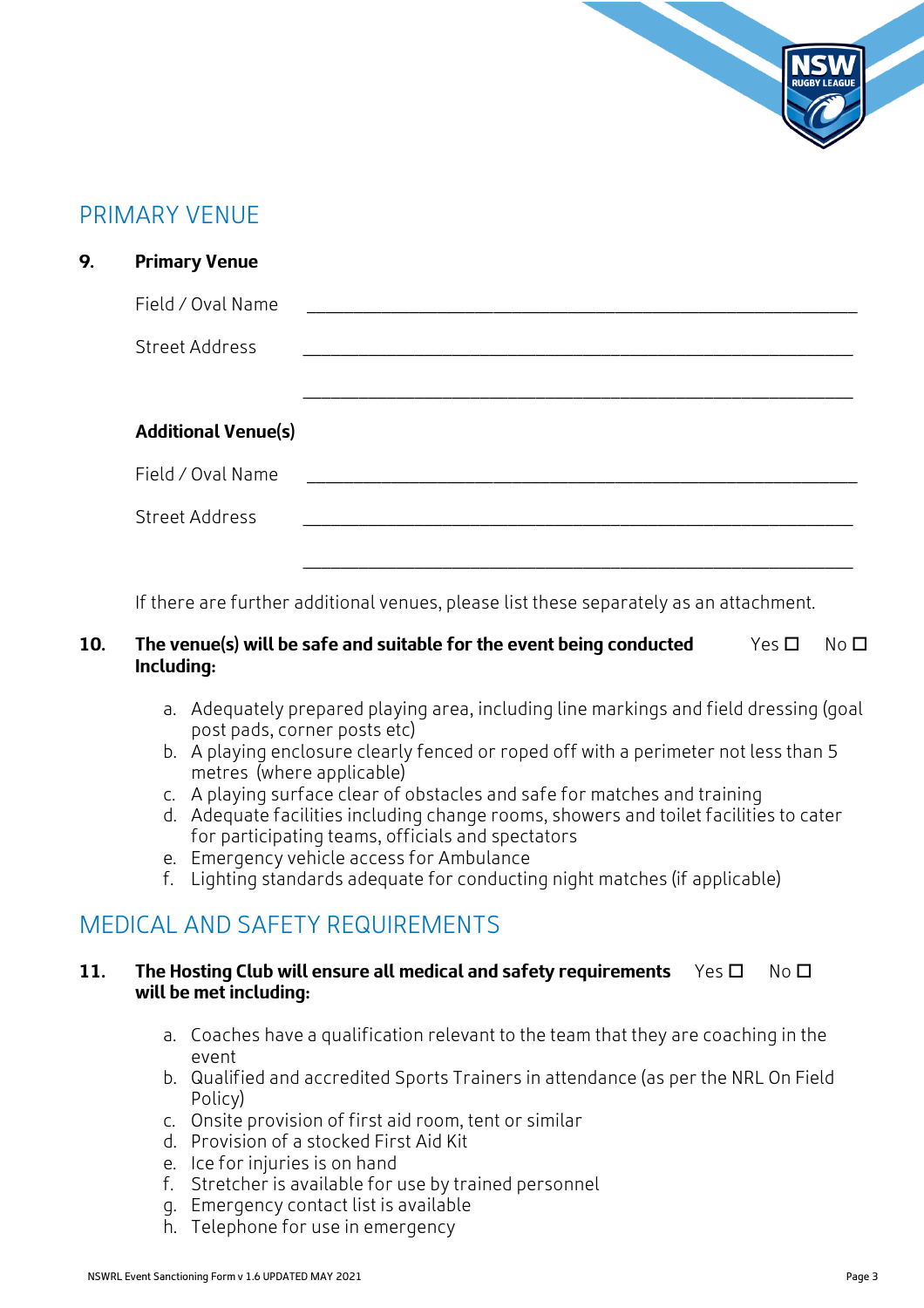## PRIMARY VENUE

**9. Primary Venue**

Field / Oval Name ____________________________________________

Street Address ____________________________________________

____________________________________________

**Additional Venue(s)**

Field / Oval Name ____________________________________________

Street Address ____________________________________________

____________________________________________

If there are further additional venues, please list these separately as an attachment.

**10. The venue(s) will be safe and suitable for the event being conducted Including:** Yes ☐ No ☐

a. Adequately prepared playing area, including line markings and field dressing (goal post pads, corner posts etc)
b. A playing enclosure clearly fenced or roped off with a perimeter not less than 5 metres (where applicable)
c. A playing surface clear of obstacles and safe for matches and training
d. Adequate facilities including change rooms, showers and toilet facilities to cater for participating teams, officials and spectators
e. Emergency vehicle access for Ambulance
f. Lighting standards adequate for conducting night matches (if applicable)

## MEDICAL AND SAFETY REQUIREMENTS

**11. The Hosting Club will ensure all medical and safety requirements will be met including:** Yes ☐ No ☐

a. Coaches have a qualification relevant to the team that they are coaching in the event
b. Qualified and accredited Sports Trainers in attendance (as per the NRL On Field Policy)
c. Onsite provision of first aid room, tent or similar
d. Provision of a stocked First Aid Kit
e. Ice for injuries is on hand
f. Stretcher is available for use by trained personnel
g. Emergency contact list is available
h. Telephone for use in emergency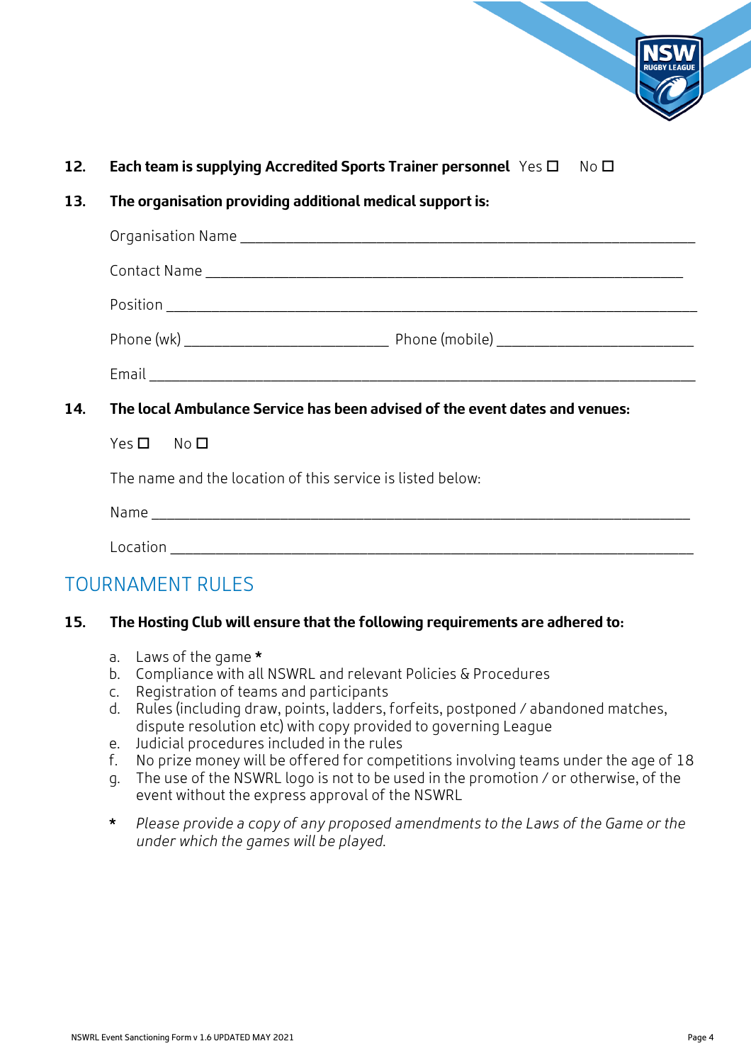**12.** **Each team is supplying Accredited Sports Trainer personnel** Yes ☐ No ☐

**13.** **The organisation providing additional medical support is:**

Organisation Name ____________________________________________

Contact Name ____________________________________________

Position ____________________________________________

Phone (wk) ______________________ Phone (mobile) ______________________

Email ____________________________________________

**14.** **The local Ambulance Service has been advised of the event dates and venues:**

Yes ☐ No ☐

The name and the location of this service is listed below:

Name ____________________________________________

Location ____________________________________________

## TOURNAMENT RULES

**15.** **The Hosting Club will ensure that the following requirements are adhered to:**

a. Laws of the game *
b. Compliance with all NSWRL and relevant Policies & Procedures
c. Registration of teams and participants
d. Rules (including draw, points, ladders, forfeits, postponed / abandoned matches, dispute resolution etc) with copy provided to governing League
e. Judicial procedures included in the rules
f. No prize money will be offered for competitions involving teams under the age of 18
g. The use of the NSWRL logo is not to be used in the promotion / or otherwise, of the event without the express approval of the NSWRL

\* *Please provide a copy of any proposed amendments to the Laws of the Game or the under which the games will be played.*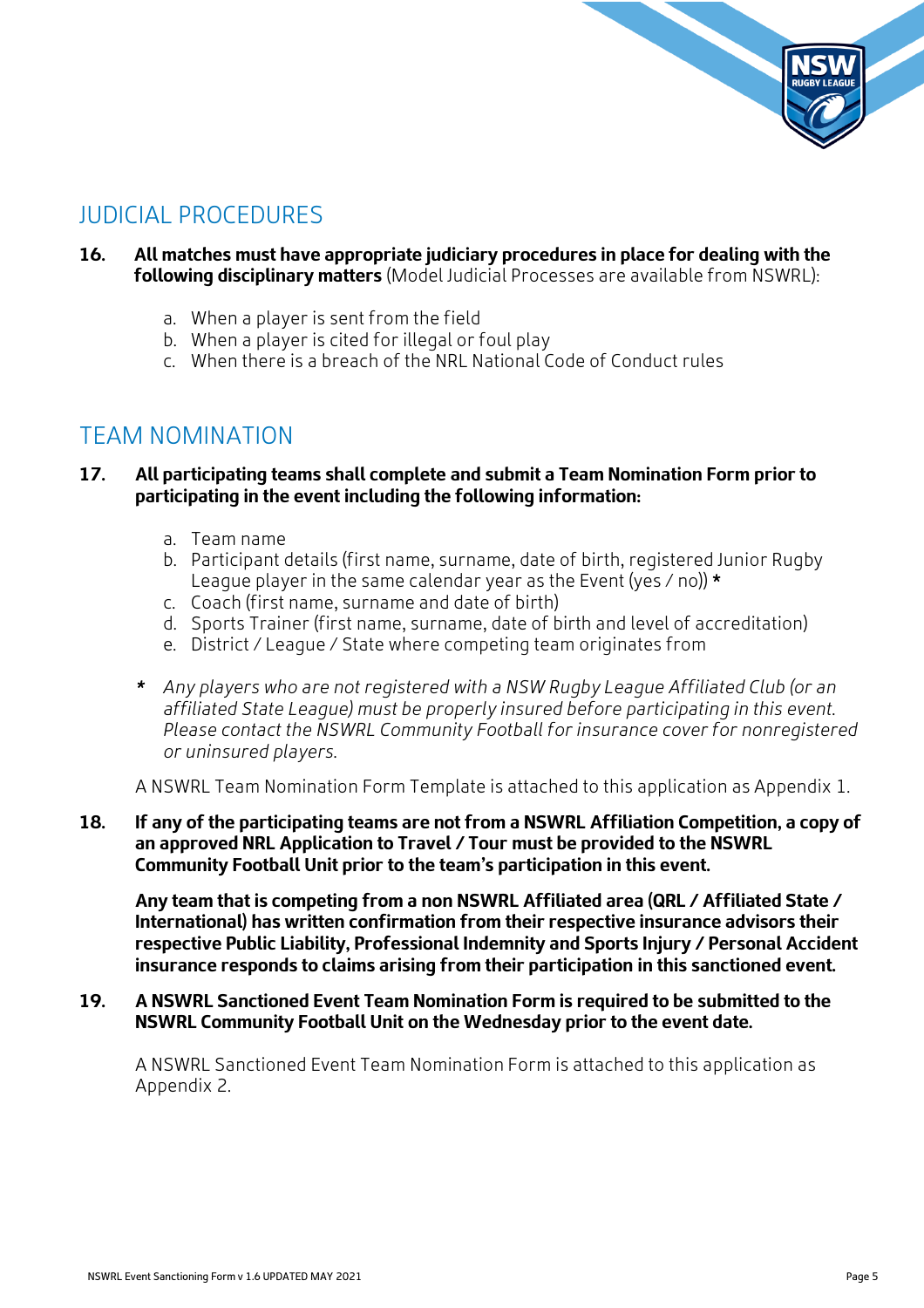## JUDICIAL PROCEDURES

**16. All matches must have appropriate judiciary procedures in place for dealing with the following disciplinary matters** (Model Judicial Processes are available from NSWRL):

a. When a player is sent from the field
b. When a player is cited for illegal or foul play
c. When there is a breach of the NRL National Code of Conduct rules

## TEAM NOMINATION

**17. All participating teams shall complete and submit a Team Nomination Form prior to participating in the event including the following information:**

a. Team name
b. Participant details (first name, surname, date of birth, registered Junior Rugby League player in the same calendar year as the Event (yes / no)) **\***
c. Coach (first name, surname and date of birth)
d. Sports Trainer (first name, surname, date of birth and level of accreditation)
e. District / League / State where competing team originates from

**\*** *Any players who are not registered with a NSW Rugby League Affiliated Club (or an affiliated State League) must be properly insured before participating in this event. Please contact the NSWRL Community Football for insurance cover for nonregistered or uninsured players.*

A NSWRL Team Nomination Form Template is attached to this application as Appendix 1.

**18. If any of the participating teams are not from a NSWRL Affiliation Competition, a copy of an approved NRL Application to Travel / Tour must be provided to the NSWRL Community Football Unit prior to the team's participation in this event.**

**Any team that is competing from a non NSWRL Affiliated area (QRL / Affiliated State / International) has written confirmation from their respective insurance advisors their respective Public Liability, Professional Indemnity and Sports Injury / Personal Accident insurance responds to claims arising from their participation in this sanctioned event.**

**19. A NSWRL Sanctioned Event Team Nomination Form is required to be submitted to the NSWRL Community Football Unit on the Wednesday prior to the event date.**

A NSWRL Sanctioned Event Team Nomination Form is attached to this application as Appendix 2.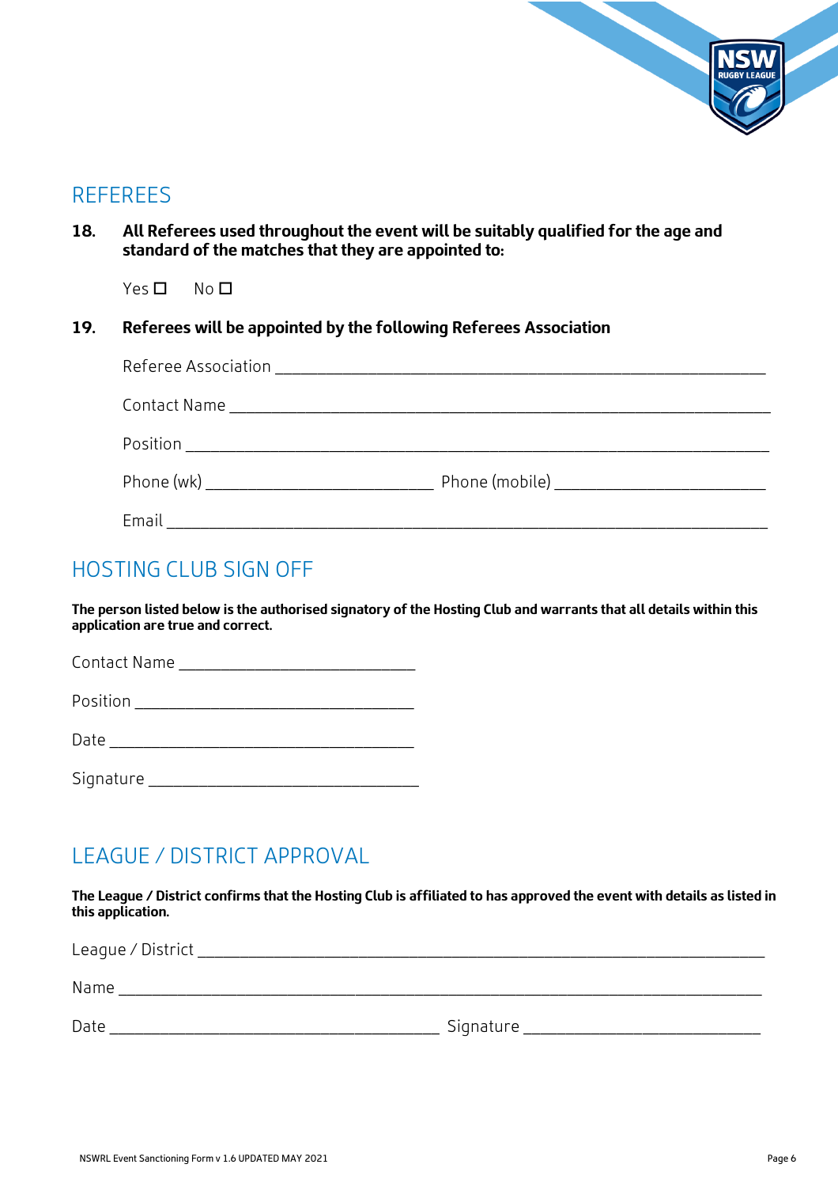## REFEREES

**18. All Referees used throughout the event will be suitably qualified for the age and standard of the matches that they are appointed to:**

Yes ☐ No ☐

**19. Referees will be appointed by the following Referees Association**

Referee Association ____________________________________________

Contact Name ____________________________________________

Position ____________________________________________

Phone (wk) ______________________ Phone (mobile) ______________________

Email ____________________________________________

## HOSTING CLUB SIGN OFF

**The person listed below is the authorised signatory of the Hosting Club and warrants that all details within this application are true and correct.**

Contact Name ______________________

Position ______________________

Date ______________________

Signature ______________________

## LEAGUE / DISTRICT APPROVAL

**The League / District confirms that the Hosting Club is affiliated to has approved the event with details as listed in this application.**

League / District ____________________________________________

Name ____________________________________________

Date ______________________ Signature ______________________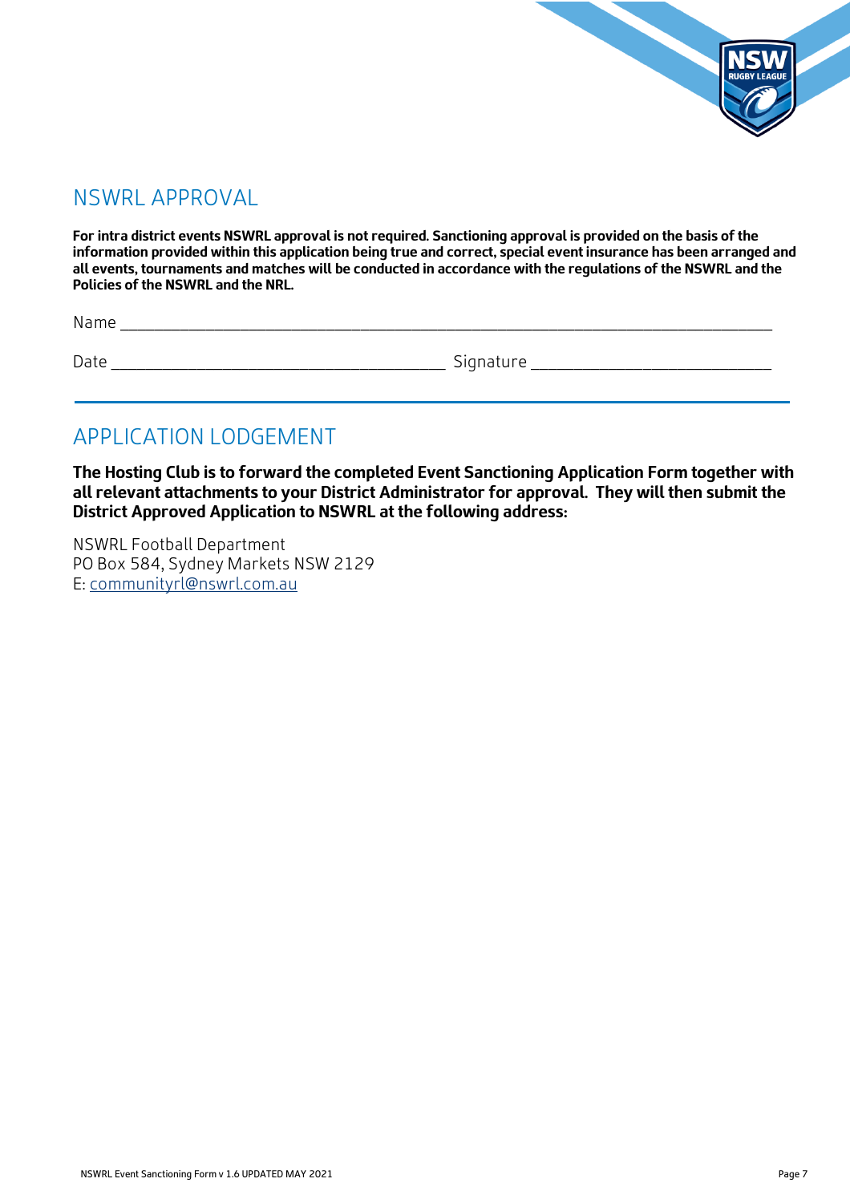## NSWRL APPROVAL

**For intra district events NSWRL approval is not required. Sanctioning approval is provided on the basis of the information provided within this application being true and correct, special event insurance has been arranged and all events, tournaments and matches will be conducted in accordance with the regulations of the NSWRL and the Policies of the NSWRL and the NRL.**

Name ____________________________________________________________________________

Date ______________________________________ Signature ____________________________

## APPLICATION LODGEMENT

**The Hosting Club is to forward the completed Event Sanctioning Application Form together with all relevant attachments to your District Administrator for approval. They will then submit the District Approved Application to NSWRL at the following address:**

NSWRL Football Department
PO Box 584, Sydney Markets NSW 2129
E: communityrl@nswrl.com.au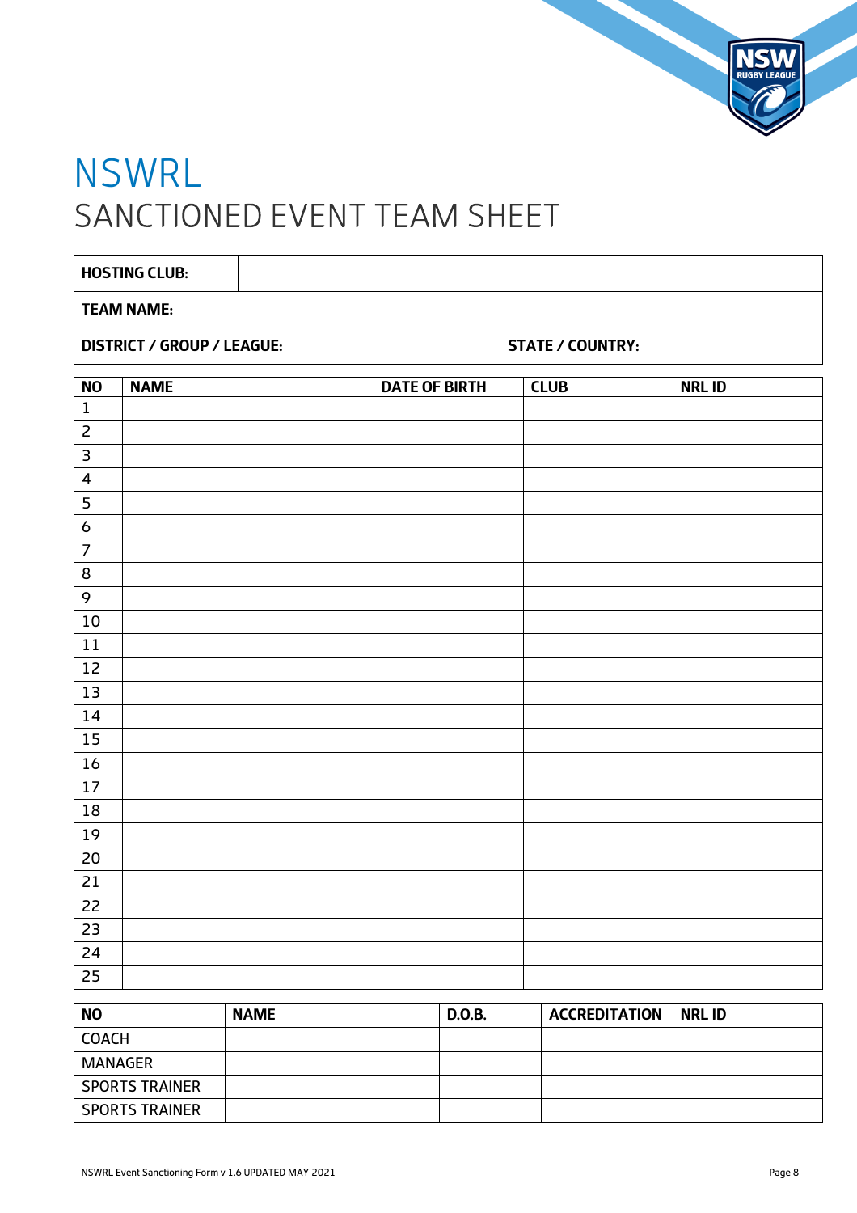# NSWRL

## SANCTIONED EVENT TEAM SHEET

| | |
|---|---|
| **HOSTING CLUB:** | |
| **TEAM NAME:** | |
| **DISTRICT / GROUP / LEAGUE:** | **STATE / COUNTRY:** |

| NO | NAME | DATE OF BIRTH | CLUB | NRL ID |
|---|---|---|---|---|
| 1 | | | | |
| 2 | | | | |
| 3 | | | | |
| 4 | | | | |
| 5 | | | | |
| 6 | | | | |
| 7 | | | | |
| 8 | | | | |
| 9 | | | | |
| 10 | | | | |
| 11 | | | | |
| 12 | | | | |
| 13 | | | | |
| 14 | | | | |
| 15 | | | | |
| 16 | | | | |
| 17 | | | | |
| 18 | | | | |
| 19 | | | | |
| 20 | | | | |
| 21 | | | | |
| 22 | | | | |
| 23 | | | | |
| 24 | | | | |
| 25 | | | | |

| NO | NAME | D.O.B. | ACCREDITATION | NRL ID |
|---|---|---|---|---|
| COACH | | | | |
| MANAGER | | | | |
| SPORTS TRAINER | | | | |
| SPORTS TRAINER | | | | |

NSWRL Event Sanctioning Form v 1.6 UPDATED MAY 2021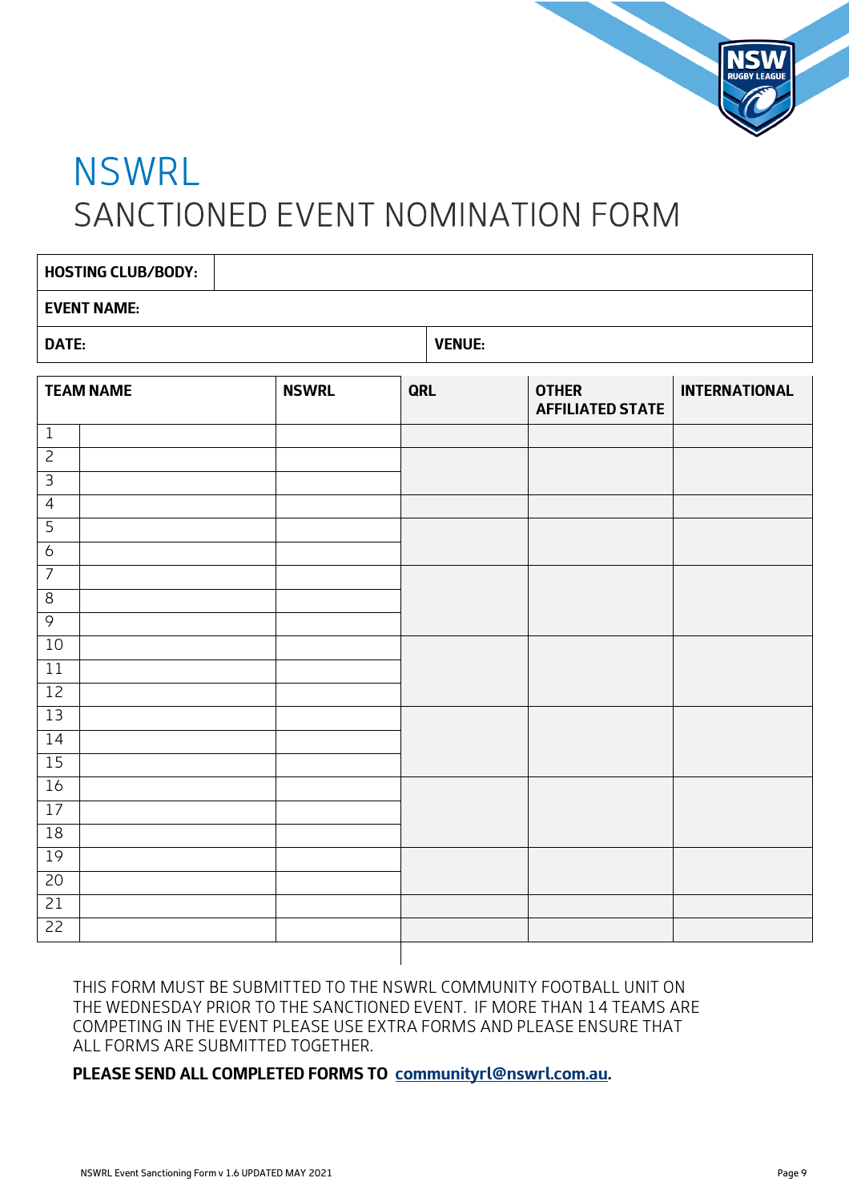# NSWRL

## SANCTIONED EVENT NOMINATION FORM

| | |
|---|---|
| **HOSTING CLUB/BODY:** | |
| **EVENT NAME:** | |
| **DATE:** | **VENUE:** |

| **TEAM NAME** | | **NSWRL** | **QRL** | **OTHER AFFILIATED STATE** | **INTERNATIONAL** |
|---|---|---|---|---|---|
| 1 | | | | | |
| 2 | | | | | |
| 3 | | | | | |
| 4 | | | | | |
| 5 | | | | | |
| 6 | | | | | |
| 7 | | | | | |
| 8 | | | | | |
| 9 | | | | | |
| 10 | | | | | |
| 11 | | | | | |
| 12 | | | | | |
| 13 | | | | | |
| 14 | | | | | |
| 15 | | | | | |
| 16 | | | | | |
| 17 | | | | | |
| 18 | | | | | |
| 19 | | | | | |
| 20 | | | | | |
| 21 | | | | | |
| 22 | | | | | |

THIS FORM MUST BE SUBMITTED TO THE NSWRL COMMUNITY FOOTBALL UNIT ON THE WEDNESDAY PRIOR TO THE SANCTIONED EVENT. IF MORE THAN 14 TEAMS ARE COMPETING IN THE EVENT PLEASE USE EXTRA FORMS AND PLEASE ENSURE THAT ALL FORMS ARE SUBMITTED TOGETHER.

**PLEASE SEND ALL COMPLETED FORMS TO communityrl@nswrl.com.au.**